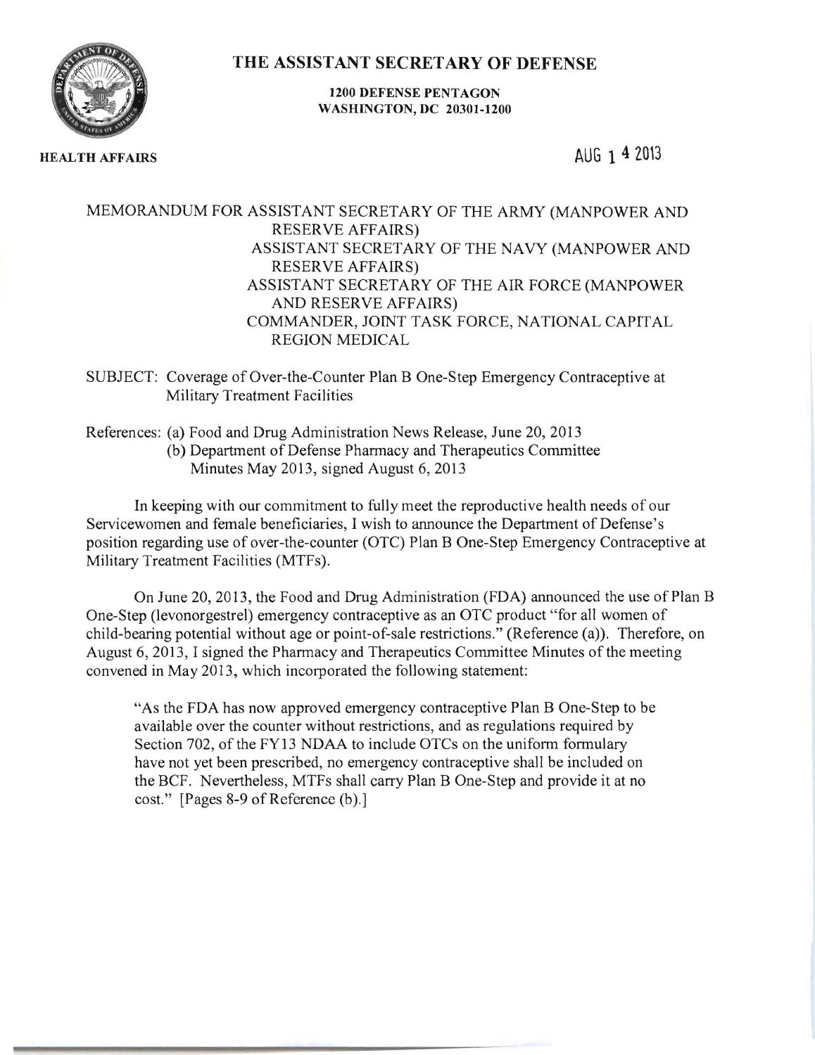# THE ASSISTANT SECRETARY OF DEFENSE

**1200 DEFENSE PENTAGON**
**WASHINGTON, DC 20301-1200**

**HEALTH AFFAIRS**

AUG 14 2013

MEMORANDUM FOR ASSISTANT SECRETARY OF THE ARMY (MANPOWER AND RESERVE AFFAIRS)
ASSISTANT SECRETARY OF THE NAVY (MANPOWER AND RESERVE AFFAIRS)
ASSISTANT SECRETARY OF THE AIR FORCE (MANPOWER AND RESERVE AFFAIRS)
COMMANDER, JOINT TASK FORCE, NATIONAL CAPITAL REGION MEDICAL

SUBJECT: Coverage of Over-the-Counter Plan B One-Step Emergency Contraceptive at Military Treatment Facilities

References: (a) Food and Drug Administration News Release, June 20, 2013
(b) Department of Defense Pharmacy and Therapeutics Committee Minutes May 2013, signed August 6, 2013

In keeping with our commitment to fully meet the reproductive health needs of our Servicewomen and female beneficiaries, I wish to announce the Department of Defense's position regarding use of over-the-counter (OTC) Plan B One-Step Emergency Contraceptive at Military Treatment Facilities (MTFs).

On June 20, 2013, the Food and Drug Administration (FDA) announced the use of Plan B One-Step (levonorgestrel) emergency contraceptive as an OTC product "for all women of child-bearing potential without age or point-of-sale restrictions." (Reference (a)). Therefore, on August 6, 2013, I signed the Pharmacy and Therapeutics Committee Minutes of the meeting convened in May 2013, which incorporated the following statement:

> "As the FDA has now approved emergency contraceptive Plan B One-Step to be available over the counter without restrictions, and as regulations required by Section 702, of the FY13 NDAA to include OTCs on the uniform formulary have not yet been prescribed, no emergency contraceptive shall be included on the BCF. Nevertheless, MTFs shall carry Plan B One-Step and provide it at no cost." [Pages 8-9 of Reference (b).]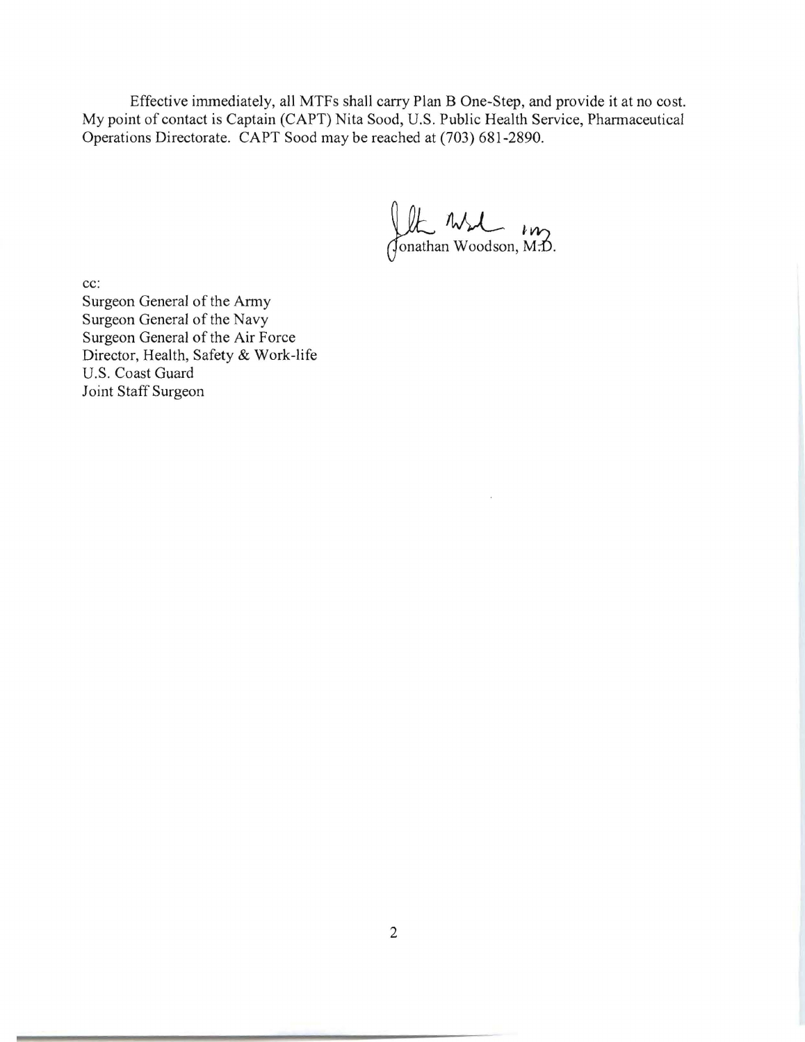Effective immediately, all MTFs shall carry Plan B One-Step, and provide it at no cost. My point of contact is Captain (CAPT) Nita Sood, U.S. Public Health Service, Pharmaceutical Operations Directorate. CAPT Sood may be reached at (703) 681-2890.

Jonathan Woodson, M.D.

cc:
Surgeon General of the Army
Surgeon General of the Navy
Surgeon General of the Air Force
Director, Health, Safety & Work-life
U.S. Coast Guard
Joint Staff Surgeon